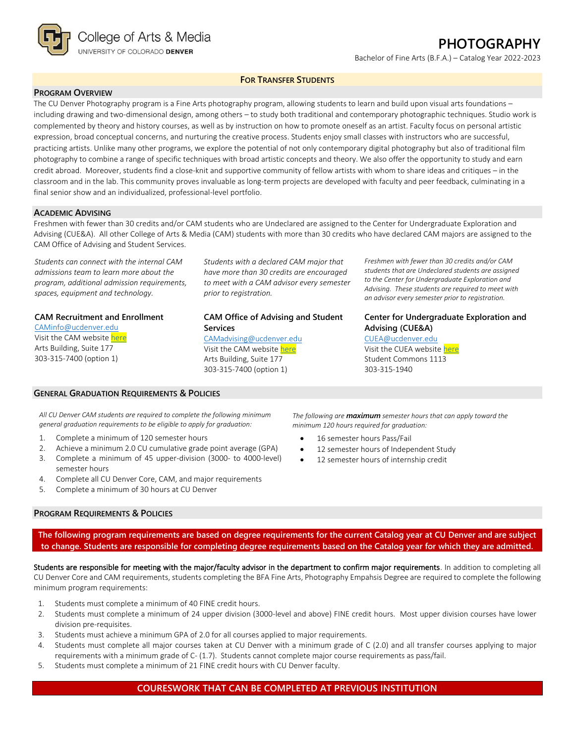College of Arts & Media
UNIVERSITY OF COLORADO DENVER

# PHOTOGRAPHY

Bachelor of Fine Arts (B.F.A.) – Catalog Year 2022-2023

**FOR TRANSFER STUDENTS**

## PROGRAM OVERVIEW

The CU Denver Photography program is a Fine Arts photography program, allowing students to learn and build upon visual arts foundations – including drawing and two-dimensional design, among others – to study both traditional and contemporary photographic techniques. Studio work is complemented by theory and history courses, as well as by instruction on how to promote oneself as an artist. Faculty focus on personal artistic expression, broad conceptual concerns, and nurturing the creative process. Students enjoy small classes with instructors who are successful, practicing artists. Unlike many other programs, we explore the potential of not only contemporary digital photography but also of traditional film photography to combine a range of specific techniques with broad artistic concepts and theory. We also offer the opportunity to study and earn credit abroad. Moreover, students find a close-knit and supportive community of fellow artists with whom to share ideas and critiques – in the classroom and in the lab. This community proves invaluable as long-term projects are developed with faculty and peer feedback, culminating in a final senior show and an individualized, professional-level portfolio.

## ACADEMIC ADVISING

Freshmen with fewer than 30 credits and/or CAM students who are Undeclared are assigned to the Center for Undergraduate Exploration and Advising (CUE&A). All other College of Arts & Media (CAM) students with more than 30 credits who have declared CAM majors are assigned to the CAM Office of Advising and Student Services.

*Students can connect with the internal CAM admissions team to learn more about the program, additional admission requirements, spaces, equipment and technology.*

**CAM Recruitment and Enrollment**
CAMinfo@ucdenver.edu
Visit the CAM website here
Arts Building, Suite 177
303-315-7400 (option 1)

*Students with a declared CAM major that have more than 30 credits are encouraged to meet with a CAM advisor every semester prior to registration.*

**CAM Office of Advising and Student Services**
CAMadvising@ucdenver.edu
Visit the CAM website here
Arts Building, Suite 177
303-315-7400 (option 1)

*Freshmen with fewer than 30 credits and/or CAM students that are Undeclared students are assigned to the Center for Undergraduate Exploration and Advising. These students are required to meet with an advisor every semester prior to registration.*

**Center for Undergraduate Exploration and Advising (CUE&A)**
CUEA@ucdenver.edu
Visit the CUEA website here
Student Commons 1113
303-315-1940

## GENERAL GRADUATION REQUIREMENTS & POLICIES

*All CU Denver CAM students are required to complete the following minimum general graduation requirements to be eligible to apply for graduation:*

1. Complete a minimum of 120 semester hours
2. Achieve a minimum 2.0 CU cumulative grade point average (GPA)
3. Complete a minimum of 45 upper-division (3000- to 4000-level) semester hours
4. Complete all CU Denver Core, CAM, and major requirements
5. Complete a minimum of 30 hours at CU Denver

*The following are **maximum** semester hours that can apply toward the minimum 120 hours required for graduation:*

- 16 semester hours Pass/Fail
- 12 semester hours of Independent Study
- 12 semester hours of internship credit

## PROGRAM REQUIREMENTS & POLICIES

**The following program requirements are based on degree requirements for the current Catalog year at CU Denver and are subject to change. Students are responsible for completing degree requirements based on the Catalog year for which they are admitted.**

**Students are responsible for meeting with the major/faculty advisor in the department to confirm major requirements**. In addition to completing all CU Denver Core and CAM requirements, students completing the BFA Fine Arts, Photography Empahsis Degree are required to complete the following minimum program requirements:

1. Students must complete a minimum of 40 FINE credit hours.
2. Students must complete a minimum of 24 upper division (3000-level and above) FINE credit hours. Most upper division courses have lower division pre-requisites.
3. Students must achieve a minimum GPA of 2.0 for all courses applied to major requirements.
4. Students must complete all major courses taken at CU Denver with a minimum grade of C (2.0) and all transfer courses applying to major requirements with a minimum grade of C- (1.7). Students cannot complete major course requirements as pass/fail.
5. Students must complete a minimum of 21 FINE credit hours with CU Denver faculty.

**COURESWORK THAT CAN BE COMPLETED AT PREVIOUS INSTITUTION**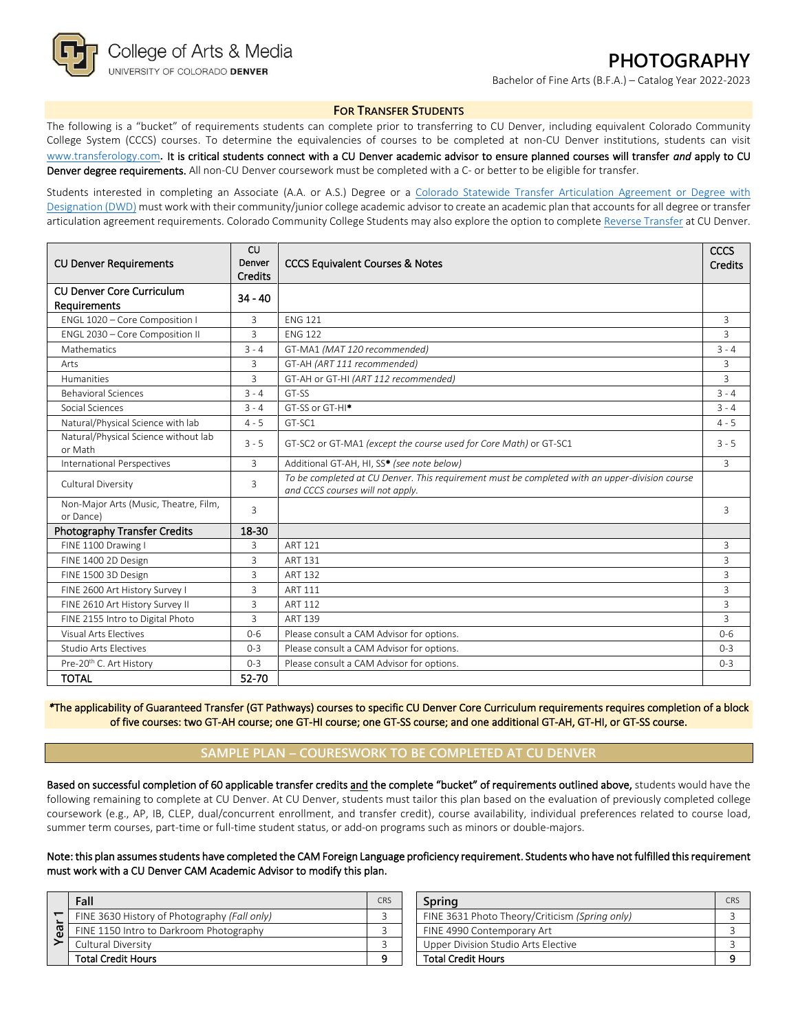College of Arts & Media
UNIVERSITY OF COLORADO DENVER

# PHOTOGRAPHY

Bachelor of Fine Arts (B.F.A.) – Catalog Year 2022-2023

## FOR TRANSFER STUDENTS

The following is a "bucket" of requirements students can complete prior to transferring to CU Denver, including equivalent Colorado Community College System (CCCS) courses. To determine the equivalencies of courses to be completed at non-CU Denver institutions, students can visit www.transferology.com. **It is critical students connect with a CU Denver academic advisor to ensure planned courses will transfer *and* apply to CU Denver degree requirements.** All non-CU Denver coursework must be completed with a C- or better to be eligible for transfer.

Students interested in completing an Associate (A.A. or A.S.) Degree or a Colorado Statewide Transfer Articulation Agreement or Degree with Designation (DWD) must work with their community/junior college academic advisor to create an academic plan that accounts for all degree or transfer articulation agreement requirements. Colorado Community College Students may also explore the option to complete Reverse Transfer at CU Denver.

| CU Denver Requirements | CU Denver Credits | CCCS Equivalent Courses & Notes | CCCS Credits |
|---|---|---|---|
| **CU Denver Core Curriculum Requirements** | **34 - 40** | | |
| ENGL 1020 – Core Composition I | 3 | ENG 121 | 3 |
| ENGL 2030 – Core Composition II | 3 | ENG 122 | 3 |
| Mathematics | 3 - 4 | GT-MA1 *(MAT 120 recommended)* | 3 - 4 |
| Arts | 3 | GT-AH *(ART 111 recommended)* | 3 |
| Humanities | 3 | GT-AH or GT-HI *(ART 112 recommended)* | 3 |
| Behavioral Sciences | 3 - 4 | GT-SS | 3 - 4 |
| Social Sciences | 3 - 4 | GT-SS or GT-HI* | 3 - 4 |
| Natural/Physical Science with lab | 4 - 5 | GT-SC1 | 4 - 5 |
| Natural/Physical Science without lab or Math | 3 - 5 | GT-SC2 or GT-MA1 *(except the course used for Core Math)* or GT-SC1 | 3 - 5 |
| International Perspectives | 3 | Additional GT-AH, HI, SS* *(see note below)* | 3 |
| Cultural Diversity | 3 | *To be completed at CU Denver. This requirement must be completed with an upper-division course and CCCS courses will not apply.* | |
| Non-Major Arts (Music, Theatre, Film, or Dance) | 3 | | 3 |
| **Photography Transfer Credits** | **18-30** | | |
| FINE 1100 Drawing I | 3 | ART 121 | 3 |
| FINE 1400 2D Design | 3 | ART 131 | 3 |
| FINE 1500 3D Design | 3 | ART 132 | 3 |
| FINE 2600 Art History Survey I | 3 | ART 111 | 3 |
| FINE 2610 Art History Survey II | 3 | ART 112 | 3 |
| FINE 2155 Intro to Digital Photo | 3 | ART 139 | 3 |
| Visual Arts Electives | 0-6 | Please consult a CAM Advisor for options. | 0-6 |
| Studio Arts Electives | 0-3 | Please consult a CAM Advisor for options. | 0-3 |
| Pre-20th C. Art History | 0-3 | Please consult a CAM Advisor for options. | 0-3 |
| **TOTAL** | **52-70** | | |

**\*The applicability of Guaranteed Transfer (GT Pathways) courses to specific CU Denver Core Curriculum requirements requires completion of a block of five courses: two GT-AH course; one GT-HI course; one GT-SS course; and one additional GT-AH, GT-HI, or GT-SS course.**

## SAMPLE PLAN – COURESWORK TO BE COMPLETED AT CU DENVER

**Based on successful completion of 60 applicable transfer credits and the complete "bucket" of requirements outlined above,** students would have the following remaining to complete at CU Denver. At CU Denver, students must tailor this plan based on the evaluation of previously completed college coursework (e.g., AP, IB, CLEP, dual/concurrent enrollment, and transfer credit), course availability, individual preferences related to course load, summer term courses, part-time or full-time student status, or add-on programs such as minors or double-majors.

**Note: this plan assumes students have completed the CAM Foreign Language proficiency requirement. Students who have not fulfilled this requirement must work with a CU Denver CAM Academic Advisor to modify this plan.**

| | Fall | CRS | Spring | CRS |
|---|---|---|---|---|
| Year 1 | FINE 3630 History of Photography *(Fall only)* | 3 | FINE 3631 Photo Theory/Criticism *(Spring only)* | 3 |
| | FINE 1150 Intro to Darkroom Photography | 3 | FINE 4990 Contemporary Art | 3 |
| | Cultural Diversity | 3 | Upper Division Studio Arts Elective | 3 |
| | **Total Credit Hours** | **9** | **Total Credit Hours** | **9** |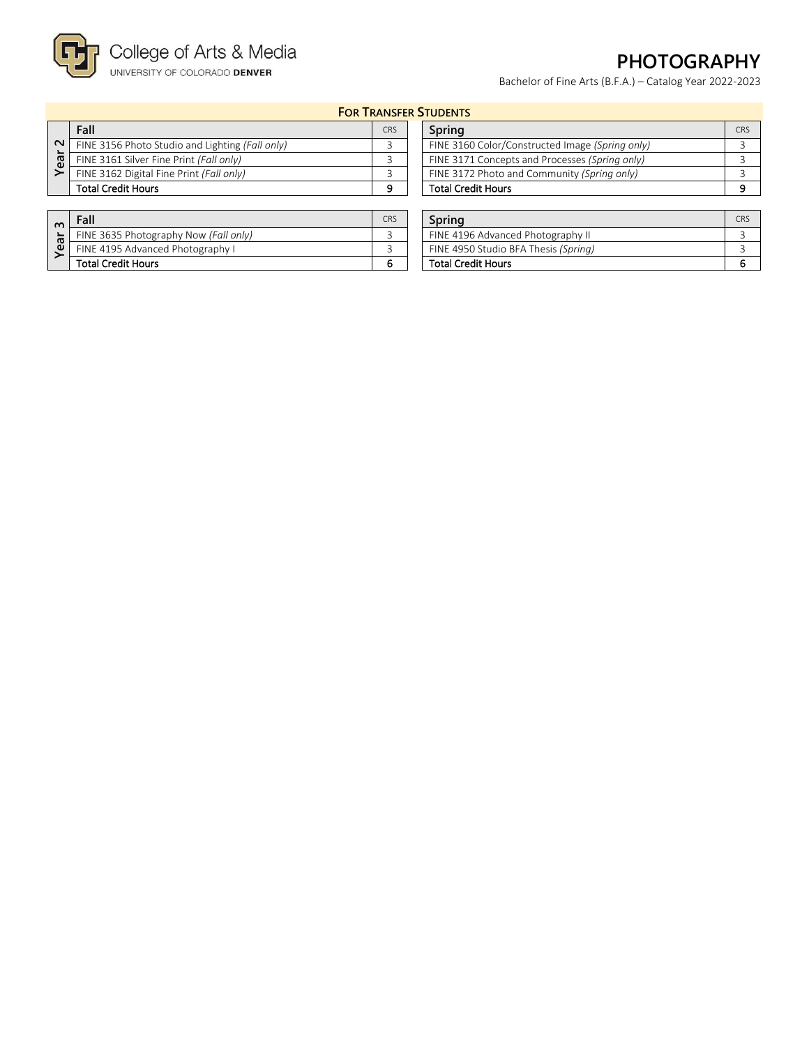# PHOTOGRAPHY

Bachelor of Fine Arts (B.F.A.) – Catalog Year 2022-2023

## For Transfer Students

**Year 2**

| Fall | CRS |
| --- | --- |
| FINE 3156 Photo Studio and Lighting *(Fall only)* | 3 |
| FINE 3161 Silver Fine Print *(Fall only)* | 3 |
| FINE 3162 Digital Fine Print *(Fall only)* | 3 |
| **Total Credit Hours** | **9** |

| Spring | CRS |
| --- | --- |
| FINE 3160 Color/Constructed Image *(Spring only)* | 3 |
| FINE 3171 Concepts and Processes *(Spring only)* | 3 |
| FINE 3172 Photo and Community *(Spring only)* | 3 |
| **Total Credit Hours** | **9** |

**Year 3**

| Fall | CRS |
| --- | --- |
| FINE 3635 Photography Now *(Fall only)* | 3 |
| FINE 4195 Advanced Photography I | 3 |
| **Total Credit Hours** | **6** |

| Spring | CRS |
| --- | --- |
| FINE 4196 Advanced Photography II | 3 |
| FINE 4950 Studio BFA Thesis *(Spring)* | 3 |
| **Total Credit Hours** | **6** |